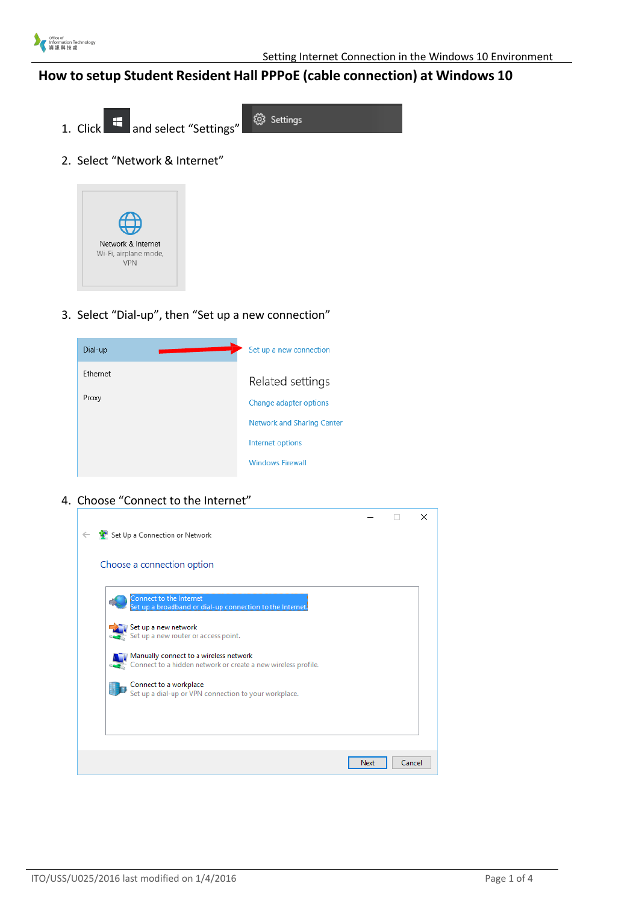# How to setup Student Resident Hall PPPoE (cable connection) at Windows 10

1. Click and select "Settings"
2. Select "Network & Internet"
3. Select "Dial-up", then "Set up a new connection"
4. Choose "Connect to the Internet"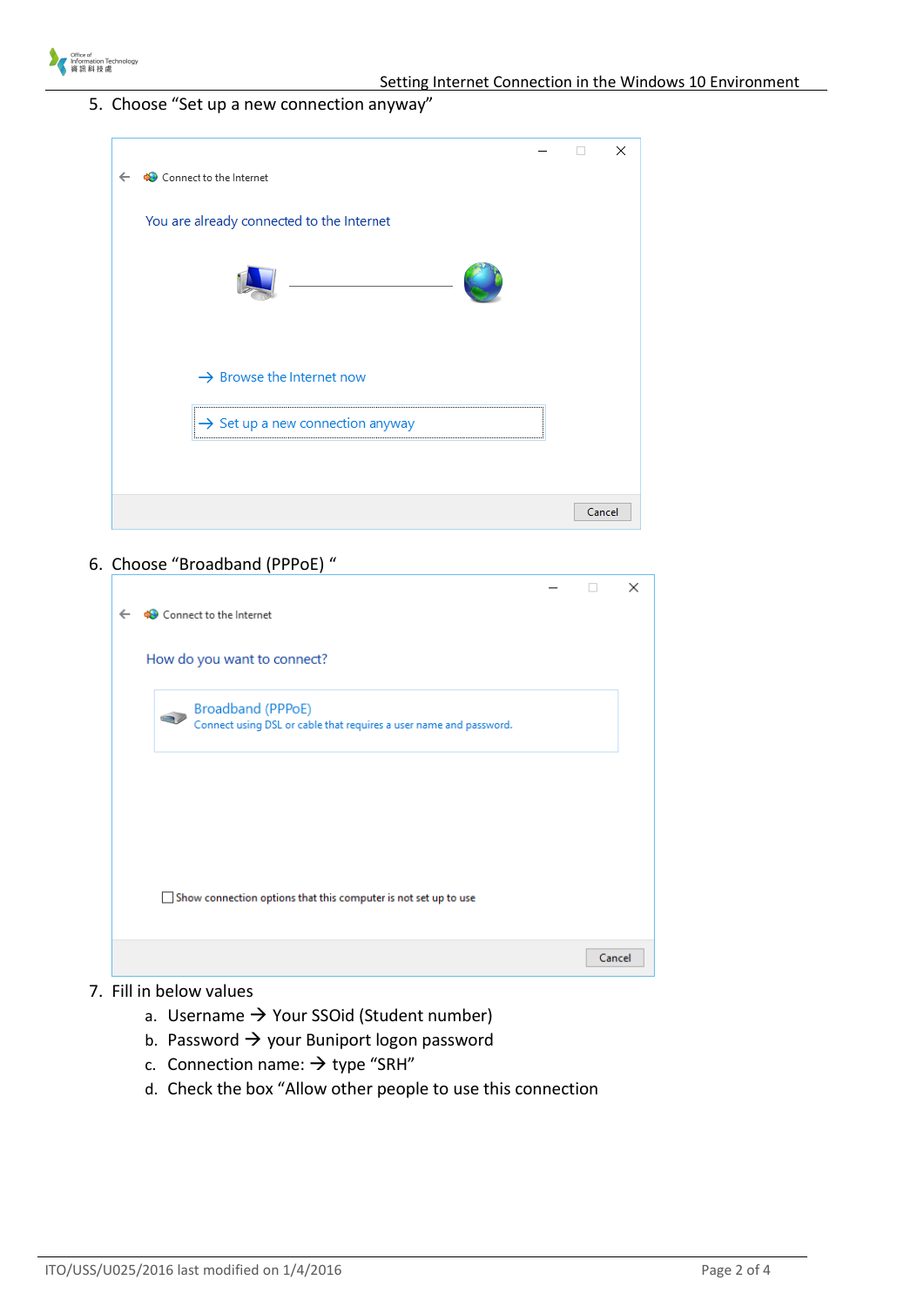5. Choose “Set up a new connection anyway”

6. Choose “Broadband (PPPoE) “

7. Fill in below values
   a. Username → Your SSOid (Student number)
   b. Password → your Buniport logon password
   c. Connection name: → type “SRH”
   d. Check the box “Allow other people to use this connection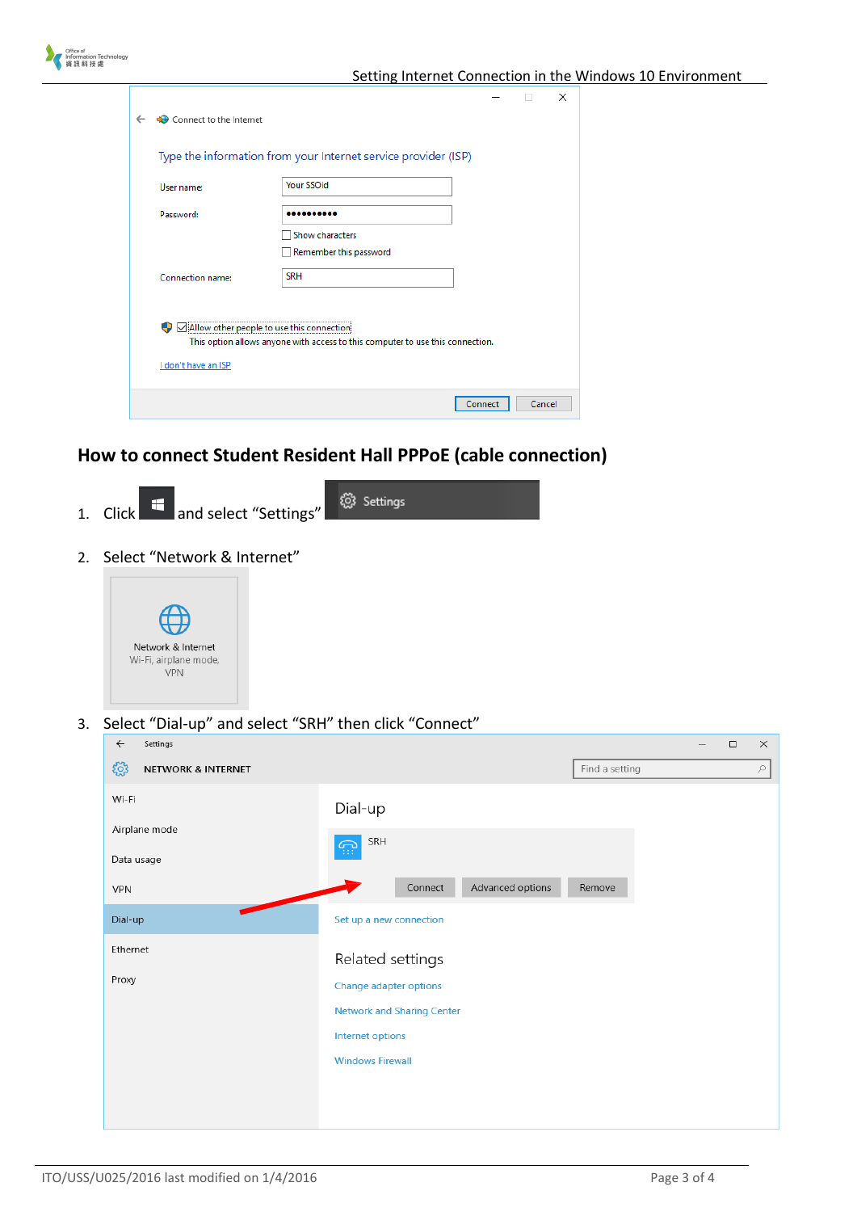## How to connect Student Resident Hall PPPoE (cable connection)

1. Click and select "Settings"
2. Select "Network & Internet"
3. Select "Dial-up" and select "SRH" then click "Connect"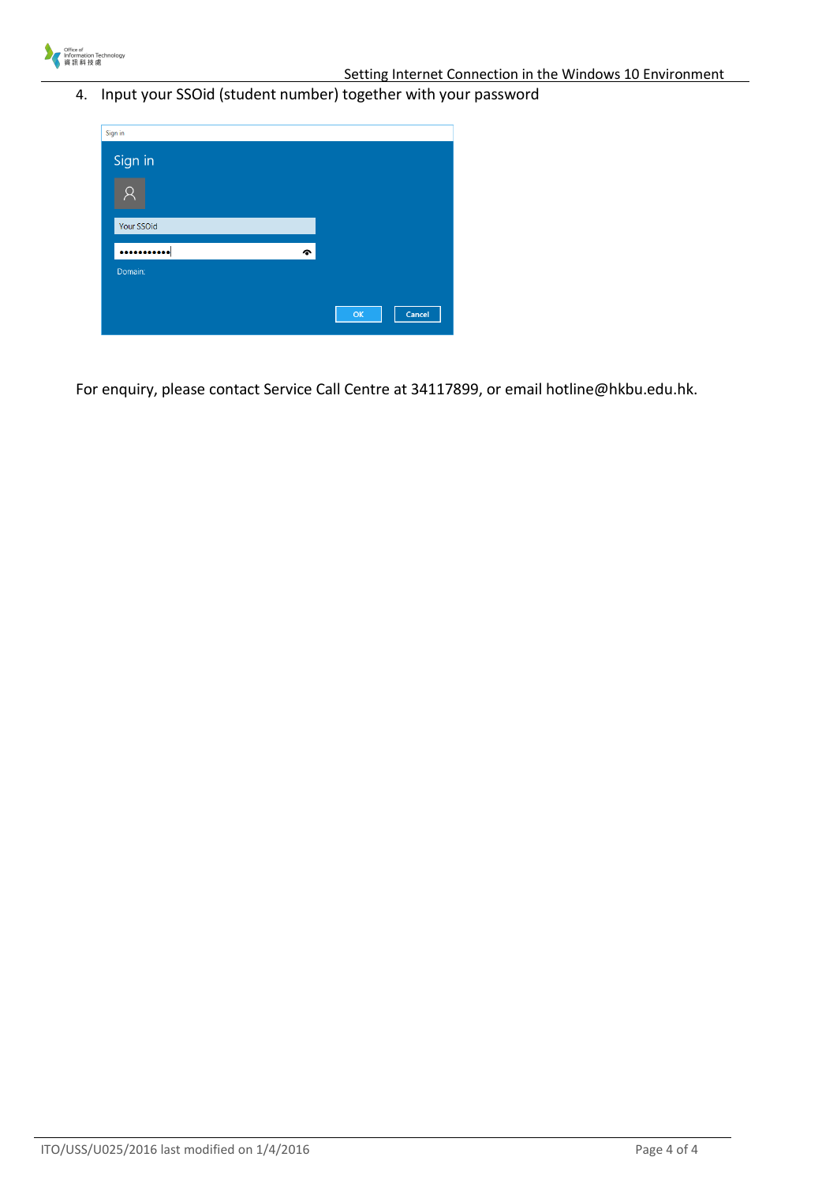4. Input your SSOid (student number) together with your password

Sign in

Sign in

Your SSOid

••••••••••••

Domain:

OK Cancel

For enquiry, please contact Service Call Centre at 34117899, or email hotline@hkbu.edu.hk.